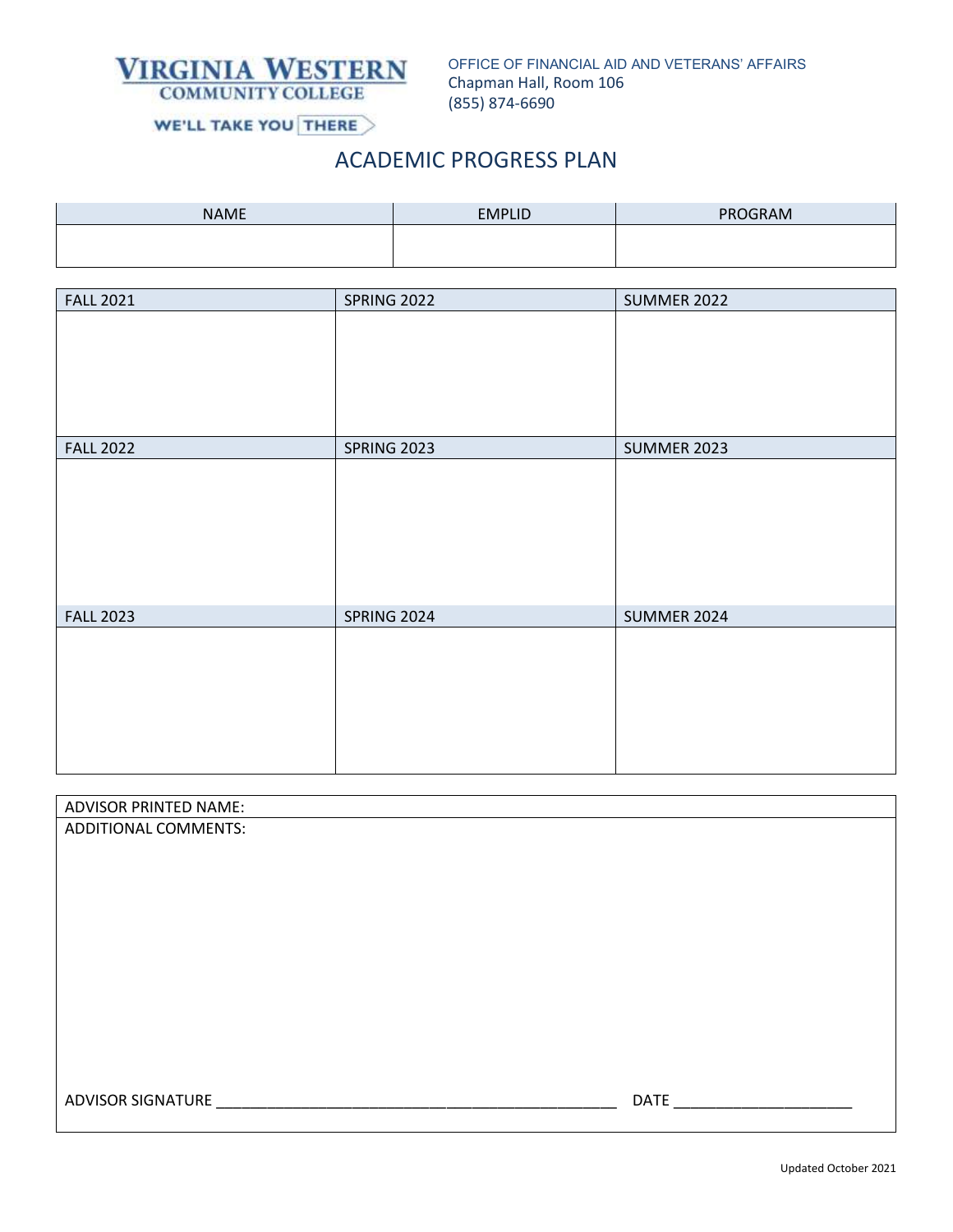VIRGINIA WESTERN COMMUNITY COLLEGE

WE'LL TAKE YOU THERE

OFFICE OF FINANCIAL AID AND VETERANS' AFFAIRS
Chapman Hall, Room 106
(855) 874-6690

# ACADEMIC PROGRESS PLAN

| NAME | EMPLID | PROGRAM |
|---|---|---|
| | | |

| FALL 2021 | SPRING 2022 | SUMMER 2022 |
|---|---|---|
| | | |
| **FALL 2022** | **SPRING 2023** | **SUMMER 2023** |
| | | |
| **FALL 2023** | **SPRING 2024** | **SUMMER 2024** |
| | | |

ADVISOR PRINTED NAME:

ADDITIONAL COMMENTS:

ADVISOR SIGNATURE ______________________________________________ DATE ____________________

Updated October 2021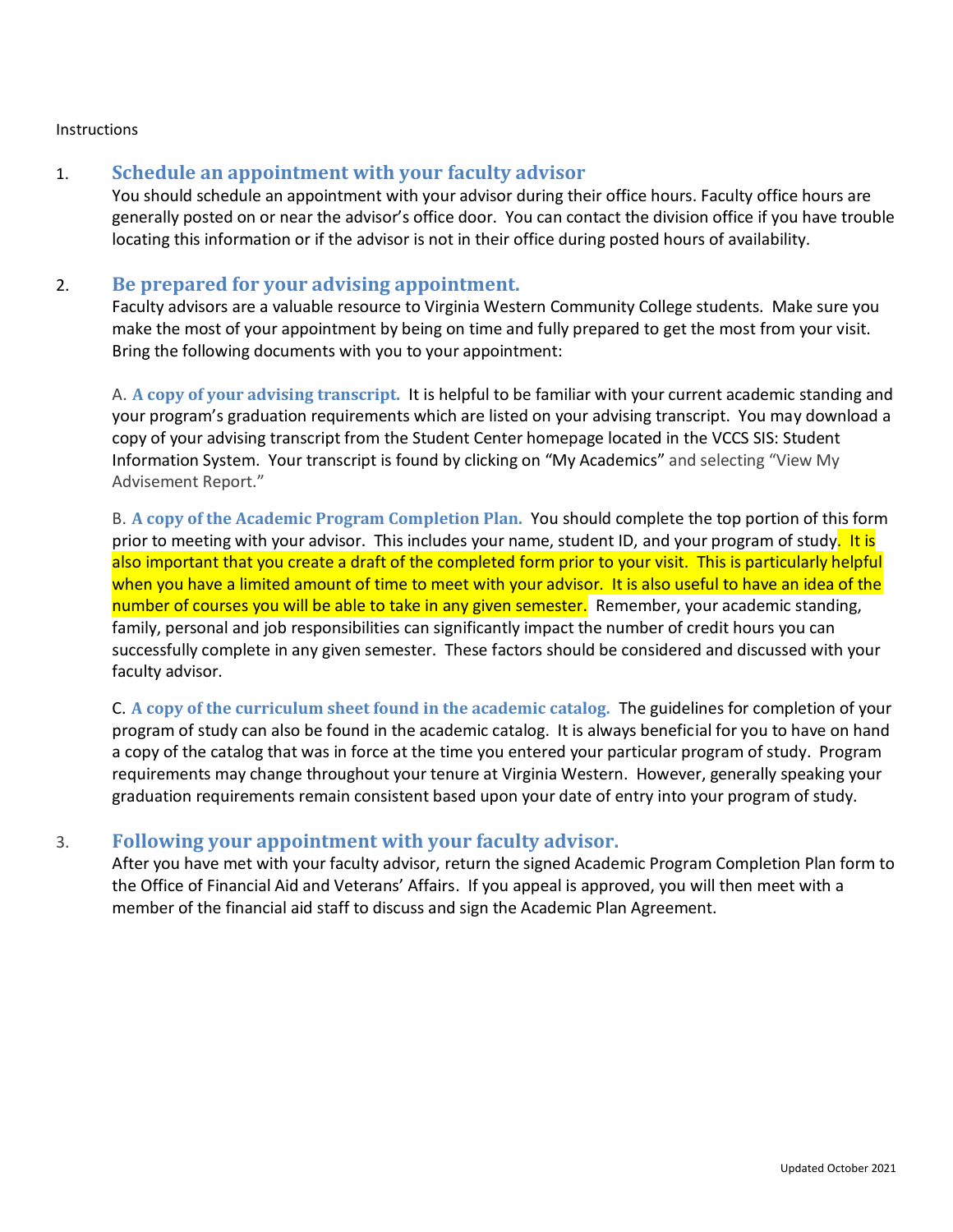Instructions

1. **Schedule an appointment with your faculty advisor**

   You should schedule an appointment with your advisor during their office hours. Faculty office hours are generally posted on or near the advisor's office door. You can contact the division office if you have trouble locating this information or if the advisor is not in their office during posted hours of availability.

2. **Be prepared for your advising appointment.**

   Faculty advisors are a valuable resource to Virginia Western Community College students. Make sure you make the most of your appointment by being on time and fully prepared to get the most from your visit. Bring the following documents with you to your appointment:

   A. **A copy of your advising transcript.** It is helpful to be familiar with your current academic standing and your program's graduation requirements which are listed on your advising transcript. You may download a copy of your advising transcript from the Student Center homepage located in the VCCS SIS: Student Information System. Your transcript is found by clicking on "My Academics" and selecting "View My Advisement Report."

   B. **A copy of the Academic Program Completion Plan.** You should complete the top portion of this form prior to meeting with your advisor. This includes your name, student ID, and your program of study. It is also important that you create a draft of the completed form prior to your visit. This is particularly helpful when you have a limited amount of time to meet with your advisor. It is also useful to have an idea of the number of courses you will be able to take in any given semester. Remember, your academic standing, family, personal and job responsibilities can significantly impact the number of credit hours you can successfully complete in any given semester. These factors should be considered and discussed with your faculty advisor.

   C. **A copy of the curriculum sheet found in the academic catalog.** The guidelines for completion of your program of study can also be found in the academic catalog. It is always beneficial for you to have on hand a copy of the catalog that was in force at the time you entered your particular program of study. Program requirements may change throughout your tenure at Virginia Western. However, generally speaking your graduation requirements remain consistent based upon your date of entry into your program of study.

3. **Following your appointment with your faculty advisor.**

   After you have met with your faculty advisor, return the signed Academic Program Completion Plan form to the Office of Financial Aid and Veterans' Affairs. If you appeal is approved, you will then meet with a member of the financial aid staff to discuss and sign the Academic Plan Agreement.

Updated October 2021